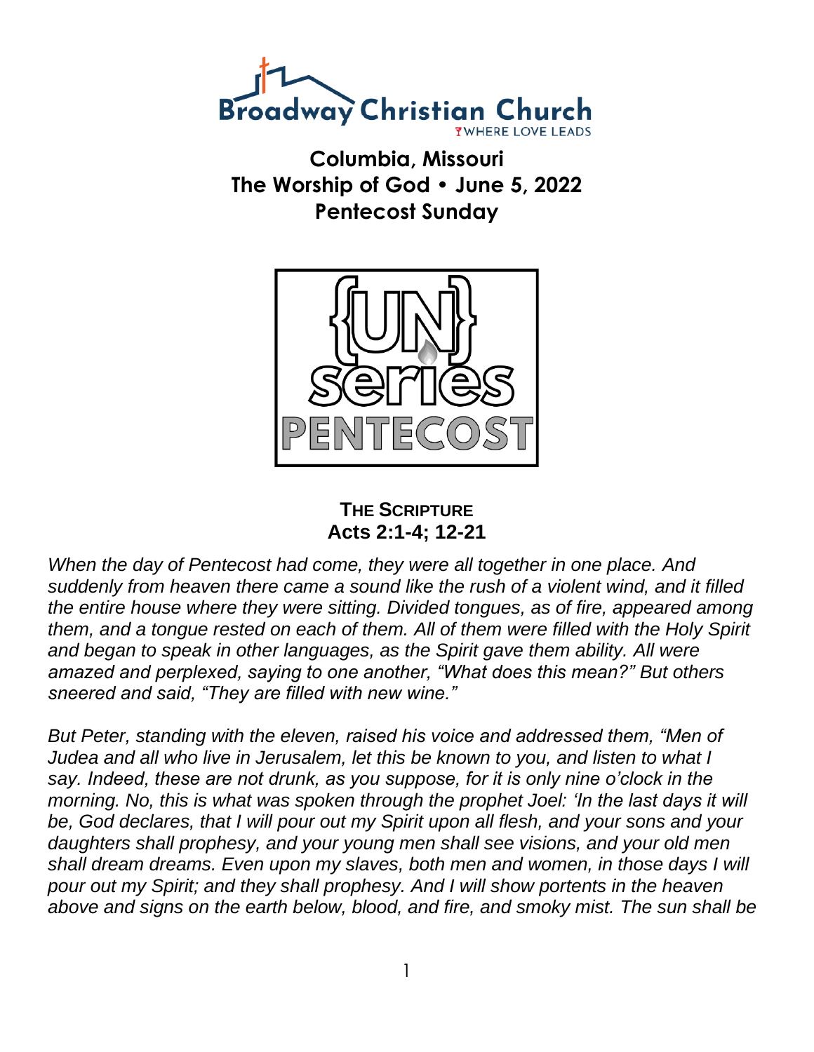Broadway Christian Church

WHERE LOVE LEADS

# Columbia, Missouri
## The Worship of God • June 5, 2022
## Pentecost Sunday

{UN} series PENTECOST

### THE SCRIPTURE
### Acts 2:1-4; 12-21

*When the day of Pentecost had come, they were all together in one place. And suddenly from heaven there came a sound like the rush of a violent wind, and it filled the entire house where they were sitting. Divided tongues, as of fire, appeared among them, and a tongue rested on each of them. All of them were filled with the Holy Spirit and began to speak in other languages, as the Spirit gave them ability. All were amazed and perplexed, saying to one another, "What does this mean?" But others sneered and said, "They are filled with new wine."*

*But Peter, standing with the eleven, raised his voice and addressed them, "Men of Judea and all who live in Jerusalem, let this be known to you, and listen to what I say. Indeed, these are not drunk, as you suppose, for it is only nine o'clock in the morning. No, this is what was spoken through the prophet Joel: 'In the last days it will be, God declares, that I will pour out my Spirit upon all flesh, and your sons and your daughters shall prophesy, and your young men shall see visions, and your old men shall dream dreams. Even upon my slaves, both men and women, in those days I will pour out my Spirit; and they shall prophesy. And I will show portents in the heaven above and signs on the earth below, blood, and fire, and smoky mist. The sun shall be*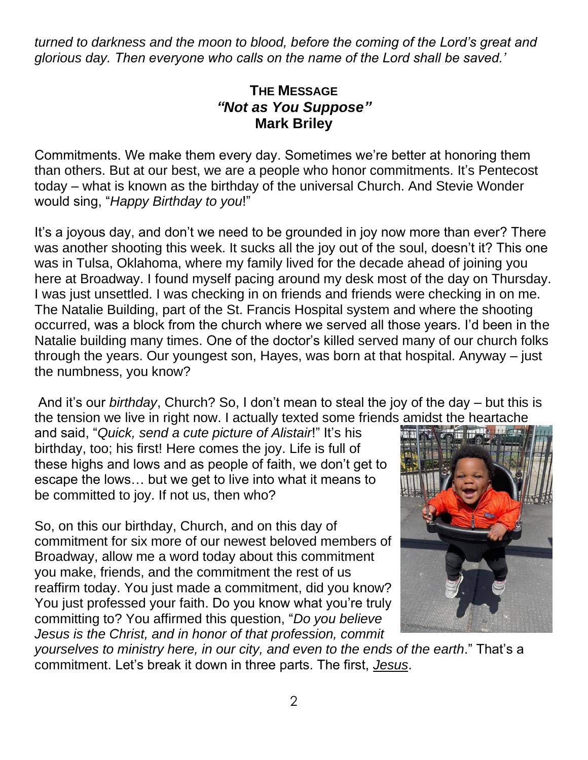*turned to darkness and the moon to blood, before the coming of the Lord's great and glorious day. Then everyone who calls on the name of the Lord shall be saved.'*

## THE MESSAGE
## *"Not as You Suppose"*
## Mark Briley

Commitments. We make them every day. Sometimes we're better at honoring them than others. But at our best, we are a people who honor commitments. It's Pentecost today – what is known as the birthday of the universal Church. And Stevie Wonder would sing, "*Happy Birthday to you*!"

It's a joyous day, and don't we need to be grounded in joy now more than ever? There was another shooting this week. It sucks all the joy out of the soul, doesn't it? This one was in Tulsa, Oklahoma, where my family lived for the decade ahead of joining you here at Broadway. I found myself pacing around my desk most of the day on Thursday. I was just unsettled. I was checking in on friends and friends were checking in on me. The Natalie Building, part of the St. Francis Hospital system and where the shooting occurred, was a block from the church where we served all those years. I'd been in the Natalie building many times. One of the doctor's killed served many of our church folks through the years. Our youngest son, Hayes, was born at that hospital. Anyway – just the numbness, you know?

And it's our *birthday*, Church? So, I don't mean to steal the joy of the day – but this is the tension we live in right now. I actually texted some friends amidst the heartache and said, "*Quick, send a cute picture of Alistair*!" It's his birthday, too; his first! Here comes the joy. Life is full of these highs and lows and as people of faith, we don't get to escape the lows… but we get to live into what it means to be committed to joy. If not us, then who?

So, on this our birthday, Church, and on this day of commitment for six more of our newest beloved members of Broadway, allow me a word today about this commitment you make, friends, and the commitment the rest of us reaffirm today. You just made a commitment, did you know? You just professed your faith. Do you know what you're truly committing to? You affirmed this question, "*Do you believe Jesus is the Christ, and in honor of that profession, commit yourselves to ministry here, in our city, and even to the ends of the earth*." That's a commitment. Let's break it down in three parts. The first, *Jesus*.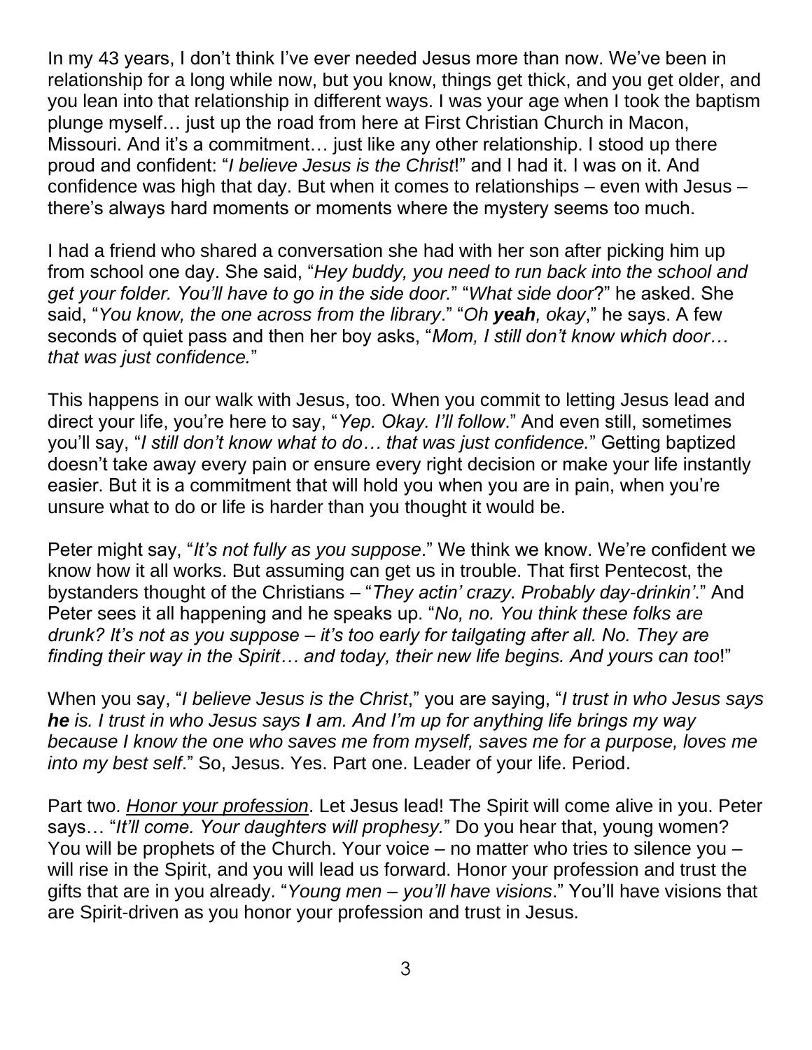In my 43 years, I don't think I've ever needed Jesus more than now. We've been in relationship for a long while now, but you know, things get thick, and you get older, and you lean into that relationship in different ways. I was your age when I took the baptism plunge myself… just up the road from here at First Christian Church in Macon, Missouri. And it's a commitment… just like any other relationship. I stood up there proud and confident: "*I believe Jesus is the Christ*!" and I had it. I was on it. And confidence was high that day. But when it comes to relationships – even with Jesus – there's always hard moments or moments where the mystery seems too much.

I had a friend who shared a conversation she had with her son after picking him up from school one day. She said, "*Hey buddy, you need to run back into the school and get your folder. You'll have to go in the side door.*" "*What side door*?" he asked. She said, "*You know, the one across from the library*." "*Oh **yeah**, okay*," he says. A few seconds of quiet pass and then her boy asks, "*Mom, I still don't know which door… that was just confidence.*"

This happens in our walk with Jesus, too. When you commit to letting Jesus lead and direct your life, you're here to say, "*Yep. Okay. I'll follow*." And even still, sometimes you'll say, "*I still don't know what to do… that was just confidence.*" Getting baptized doesn't take away every pain or ensure every right decision or make your life instantly easier. But it is a commitment that will hold you when you are in pain, when you're unsure what to do or life is harder than you thought it would be.

Peter might say, "*It's not fully as you suppose*." We think we know. We're confident we know how it all works. But assuming can get us in trouble. That first Pentecost, the bystanders thought of the Christians – "*They actin' crazy. Probably day-drinkin'*." And Peter sees it all happening and he speaks up. "*No, no. You think these folks are drunk? It's not as you suppose – it's too early for tailgating after all. No. They are finding their way in the Spirit… and today, their new life begins. And yours can too*!"

When you say, "*I believe Jesus is the Christ*," you are saying, "*I trust in who Jesus says **he** is. I trust in who Jesus says **I** am. And I'm up for anything life brings my way because I know the one who saves me from myself, saves me for a purpose, loves me into my best self*." So, Jesus. Yes. Part one. Leader of your life. Period.

Part two. <u>*Honor your profession*</u>. Let Jesus lead! The Spirit will come alive in you. Peter says… "*It'll come. Your daughters will prophesy.*" Do you hear that, young women? You will be prophets of the Church. Your voice – no matter who tries to silence you – will rise in the Spirit, and you will lead us forward. Honor your profession and trust the gifts that are in you already. "*Young men – you'll have visions*." You'll have visions that are Spirit-driven as you honor your profession and trust in Jesus.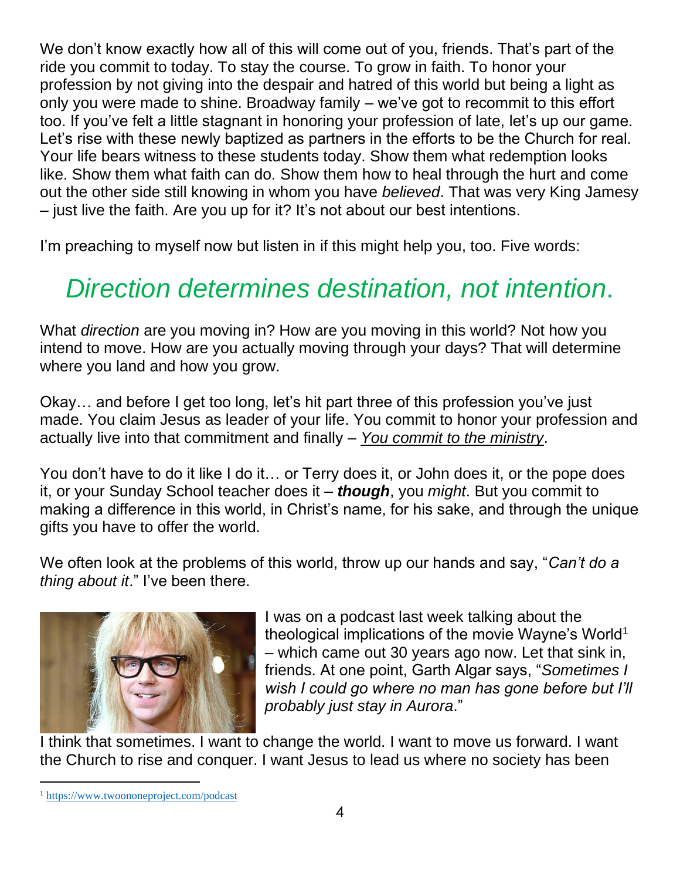We don't know exactly how all of this will come out of you, friends. That's part of the ride you commit to today. To stay the course. To grow in faith. To honor your profession by not giving into the despair and hatred of this world but being a light as only you were made to shine. Broadway family – we've got to recommit to this effort too. If you've felt a little stagnant in honoring your profession of late, let's up our game. Let's rise with these newly baptized as partners in the efforts to be the Church for real. Your life bears witness to these students today. Show them what redemption looks like. Show them what faith can do. Show them how to heal through the hurt and come out the other side still knowing in whom you have *believed*. That was very King Jamesy – just live the faith. Are you up for it? It's not about our best intentions.

I'm preaching to myself now but listen in if this might help you, too. Five words:

## *Direction determines destination, not intention.*

What *direction* are you moving in? How are you moving in this world? Not how you intend to move. How are you actually moving through your days? That will determine where you land and how you grow.

Okay… and before I get too long, let's hit part three of this profession you've just made. You claim Jesus as leader of your life. You commit to honor your profession and actually live into that commitment and finally – *<u>You commit to the ministry</u>*.

You don't have to do it like I do it… or Terry does it, or John does it, or the pope does it, or your Sunday School teacher does it – ***though***, you *might*. But you commit to making a difference in this world, in Christ's name, for his sake, and through the unique gifts you have to offer the world.

We often look at the problems of this world, throw up our hands and say, "*Can't do a thing about it*." I've been there.

I was on a podcast last week talking about the theological implications of the movie Wayne's World[1] – which came out 30 years ago now. Let that sink in, friends. At one point, Garth Algar says, "*Sometimes I wish I could go where no man has gone before but I'll probably just stay in Aurora*."

I think that sometimes. I want to change the world. I want to move us forward. I want the Church to rise and conquer. I want Jesus to lead us where no society has been

[1] https://www.twoononeproject.com/podcast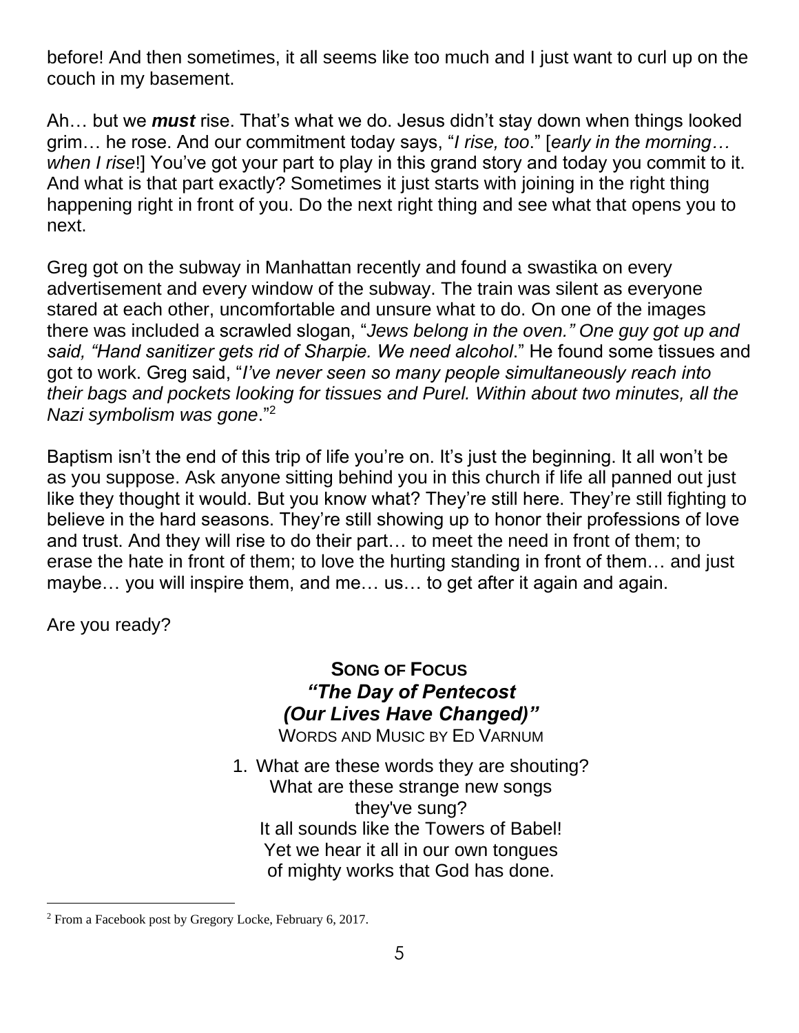before! And then sometimes, it all seems like too much and I just want to curl up on the couch in my basement.

Ah… but we ***must*** rise. That's what we do. Jesus didn't stay down when things looked grim… he rose. And our commitment today says, "*I rise, too*." [*early in the morning… when I rise*!] You've got your part to play in this grand story and today you commit to it. And what is that part exactly? Sometimes it just starts with joining in the right thing happening right in front of you. Do the next right thing and see what that opens you to next.

Greg got on the subway in Manhattan recently and found a swastika on every advertisement and every window of the subway. The train was silent as everyone stared at each other, uncomfortable and unsure what to do. On one of the images there was included a scrawled slogan, "*Jews belong in the oven." One guy got up and said, "Hand sanitizer gets rid of Sharpie. We need alcohol*." He found some tissues and got to work. Greg said, "*I've never seen so many people simultaneously reach into their bags and pockets looking for tissues and Purel. Within about two minutes, all the Nazi symbolism was gone*."[2]

Baptism isn't the end of this trip of life you're on. It's just the beginning. It all won't be as you suppose. Ask anyone sitting behind you in this church if life all panned out just like they thought it would. But you know what? They're still here. They're still fighting to believe in the hard seasons. They're still showing up to honor their professions of love and trust. And they will rise to do their part… to meet the need in front of them; to erase the hate in front of them; to love the hurting standing in front of them… and just maybe… you will inspire them, and me… us… to get after it again and again.

Are you ready?

**SONG OF FOCUS**
***"The Day of Pentecost (Our Lives Have Changed)"***
WORDS AND MUSIC BY ED VARNUM

1. What are these words they are shouting?
   What are these strange new songs they've sung?
   It all sounds like the Towers of Babel!
   Yet we hear it all in our own tongues
   of mighty works that God has done.

[2] From a Facebook post by Gregory Locke, February 6, 2017.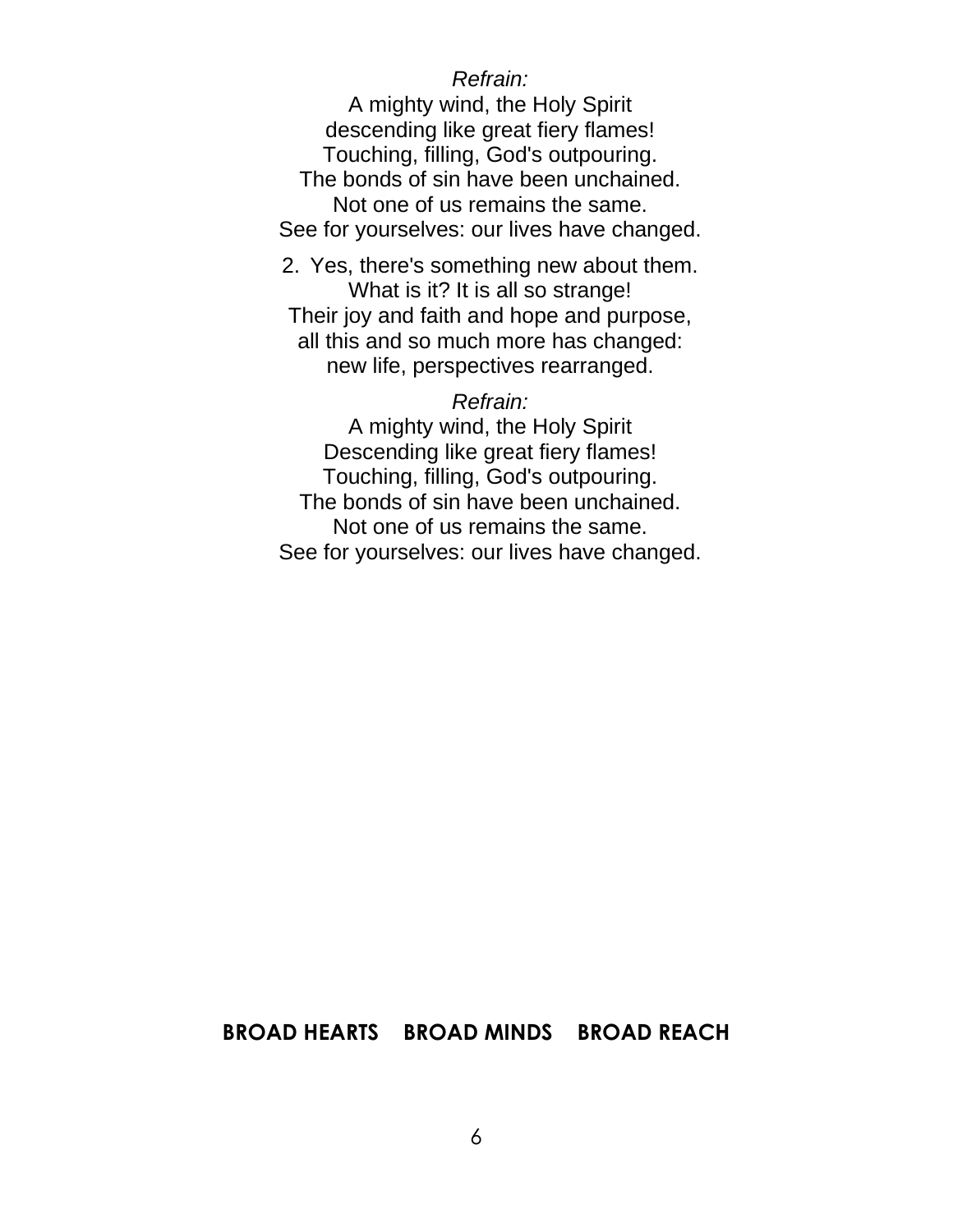*Refrain:*
A mighty wind, the Holy Spirit
descending like great fiery flames!
Touching, filling, God's outpouring.
The bonds of sin have been unchained.
Not one of us remains the same.
See for yourselves: our lives have changed.

2. Yes, there's something new about them.
What is it? It is all so strange!
Their joy and faith and hope and purpose,
all this and so much more has changed:
new life, perspectives rearranged.

*Refrain:*
A mighty wind, the Holy Spirit
Descending like great fiery flames!
Touching, filling, God's outpouring.
The bonds of sin have been unchained.
Not one of us remains the same.
See for yourselves: our lives have changed.

**BROAD HEARTS BROAD MINDS BROAD REACH**